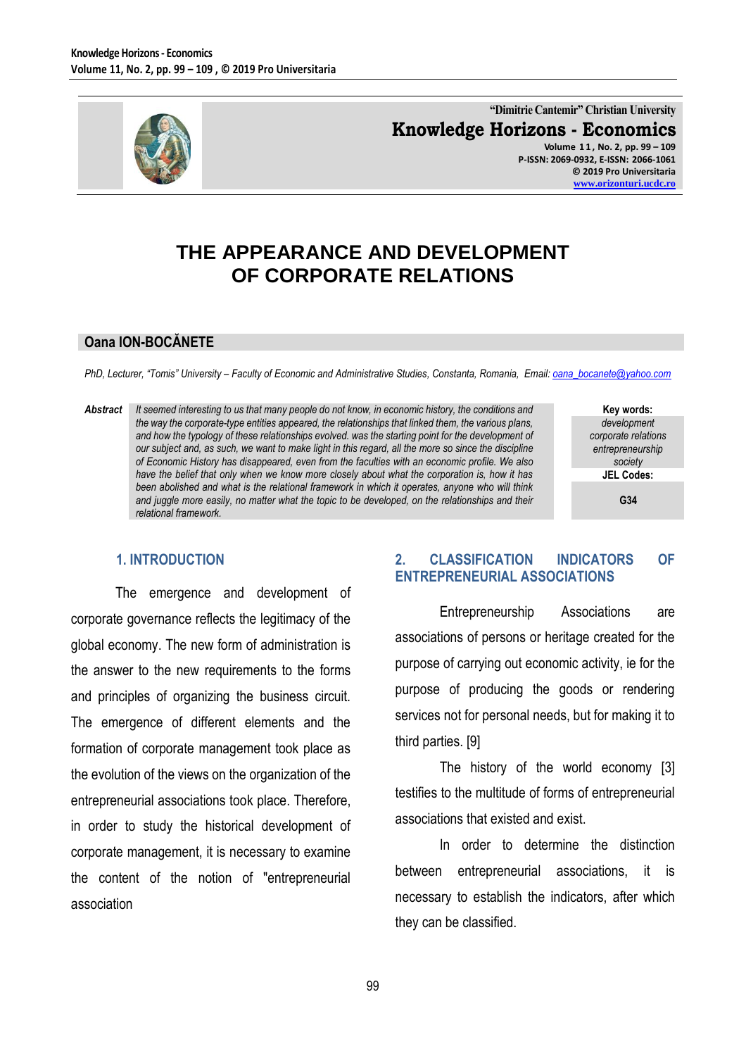"Dimitrie Cantemir" Christian University

**Knowledge Horizons - Economics**

Volume 11, No. 2, pp. 99 – 109
P-ISSN: 2069-0932, E-ISSN: 2066-1061
© 2019 Pro Universitaria
www.orizonturi.ucdc.ro

# THE APPEARANCE AND DEVELOPMENT OF CORPORATE RELATIONS

## Oana ION-BOCĂNETE

*PhD, Lecturer, "Tomis" University – Faculty of Economic and Administrative Studies, Constanta, Romania, Email: oana_bocanete@yahoo.com*

***Abstract*** *It seemed interesting to us that many people do not know, in economic history, the conditions and the way the corporate-type entities appeared, the relationships that linked them, the various plans, and how the typology of these relationships evolved. was the starting point for the development of our subject and, as such, we want to make light in this regard, all the more so since the discipline of Economic History has disappeared, even from the faculties with an economic profile. We also have the belief that only when we know more closely about what the corporation is, how it has been abolished and what is the relational framework in which it operates, anyone who will think and juggle more easily, no matter what the topic to be developed, on the relationships and their relational framework.*

**Key words:**
*development*
*corporate relations*
*entrepreneurship*
*society*

**JEL Codes:**

**G34**

## 1. INTRODUCTION

The emergence and development of corporate governance reflects the legitimacy of the global economy. The new form of administration is the answer to the new requirements to the forms and principles of organizing the business circuit. The emergence of different elements and the formation of corporate management took place as the evolution of the views on the organization of the entrepreneurial associations took place. Therefore, in order to study the historical development of corporate management, it is necessary to examine the content of the notion of "entrepreneurial association

## 2. CLASSIFICATION INDICATORS OF ENTREPRENEURIAL ASSOCIATIONS

Entrepreneurship Associations are associations of persons or heritage created for the purpose of carrying out economic activity, ie for the purpose of producing the goods or rendering services not for personal needs, but for making it to third parties. [9]

The history of the world economy [3] testifies to the multitude of forms of entrepreneurial associations that existed and exist.

In order to determine the distinction between entrepreneurial associations, it is necessary to establish the indicators, after which they can be classified.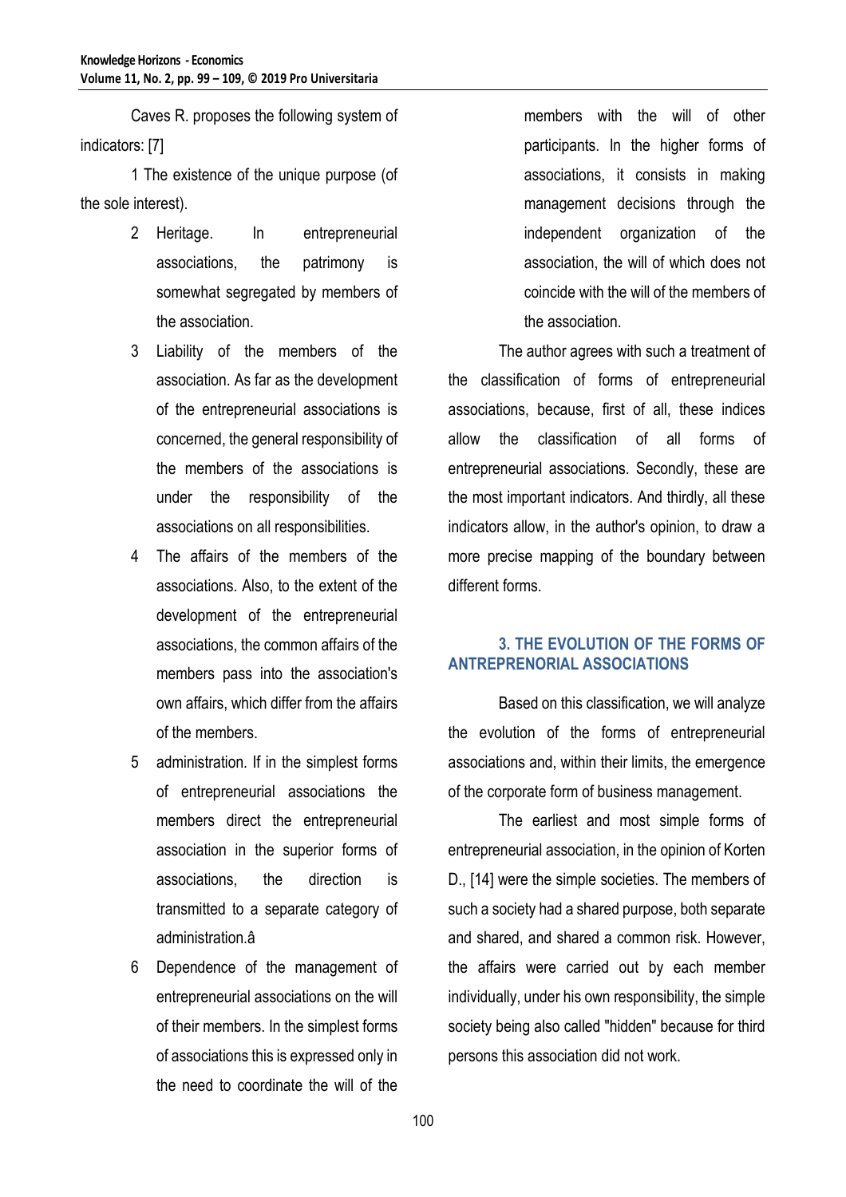Caves R. proposes the following system of indicators: [7]

1 The existence of the unique purpose (of the sole interest).

2 Heritage. In entrepreneurial associations, the patrimony is somewhat segregated by members of the association.

3 Liability of the members of the association. As far as the development of the entrepreneurial associations is concerned, the general responsibility of the members of the associations is under the responsibility of the associations on all responsibilities.

4 The affairs of the members of the associations. Also, to the extent of the development of the entrepreneurial associations, the common affairs of the members pass into the association's own affairs, which differ from the affairs of the members.

5 administration. If in the simplest forms of entrepreneurial associations the members direct the entrepreneurial association in the superior forms of associations, the direction is transmitted to a separate category of administration.â

6 Dependence of the management of entrepreneurial associations on the will of their members. In the simplest forms of associations this is expressed only in the need to coordinate the will of the members with the will of other participants. In the higher forms of associations, it consists in making management decisions through the independent organization of the association, the will of which does not coincide with the will of the members of the association.

The author agrees with such a treatment of the classification of forms of entrepreneurial associations, because, first of all, these indices allow the classification of all forms of entrepreneurial associations. Secondly, these are the most important indicators. And thirdly, all these indicators allow, in the author's opinion, to draw a more precise mapping of the boundary between different forms.

## 3. THE EVOLUTION OF THE FORMS OF ANTREPRENORIAL ASSOCIATIONS

Based on this classification, we will analyze the evolution of the forms of entrepreneurial associations and, within their limits, the emergence of the corporate form of business management.

The earliest and most simple forms of entrepreneurial association, in the opinion of Korten D., [14] were the simple societies. The members of such a society had a shared purpose, both separate and shared, and shared a common risk. However, the affairs were carried out by each member individually, under his own responsibility, the simple society being also called "hidden" because for third persons this association did not work.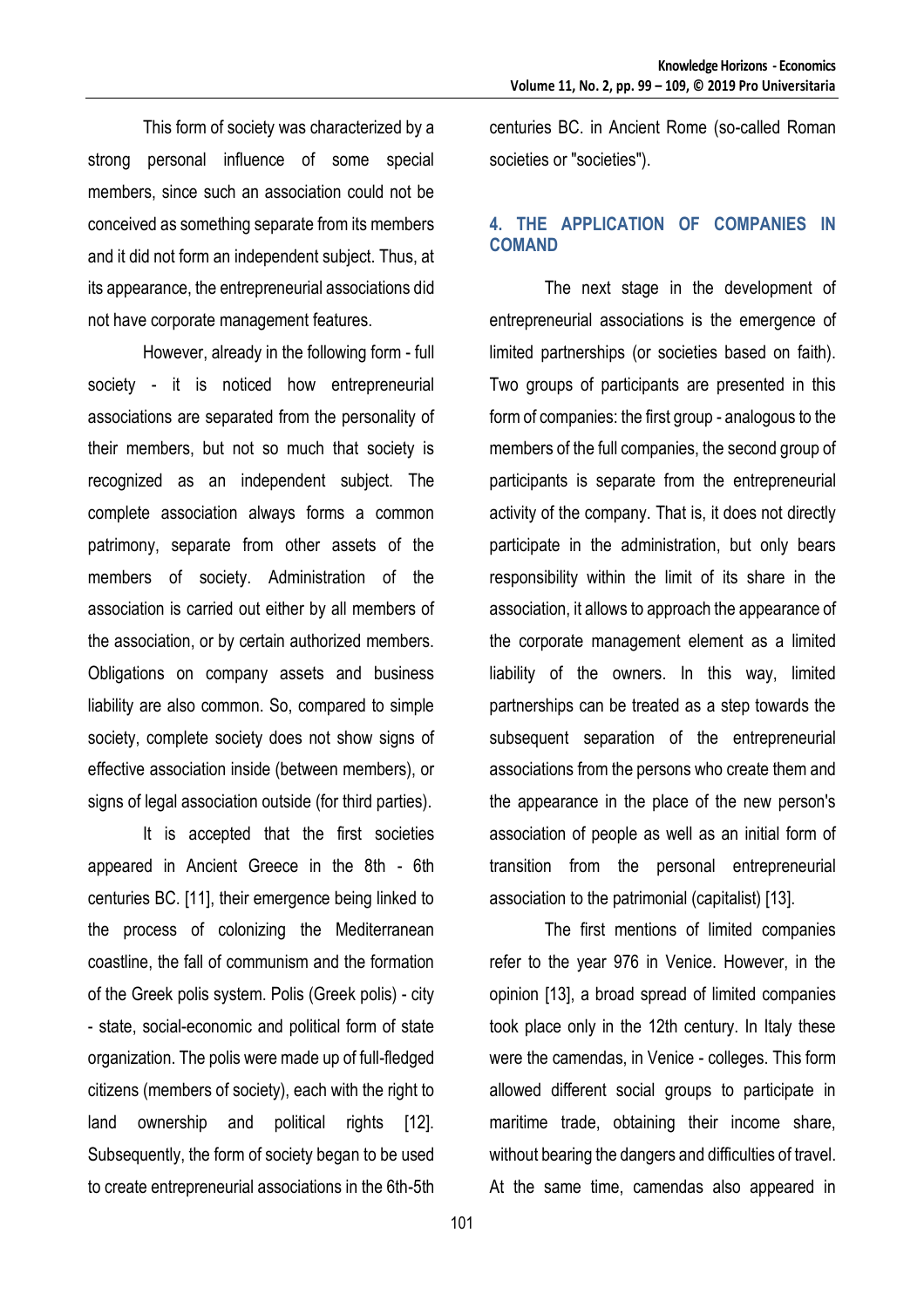This form of society was characterized by a strong personal influence of some special members, since such an association could not be conceived as something separate from its members and it did not form an independent subject. Thus, at its appearance, the entrepreneurial associations did not have corporate management features.

However, already in the following form - full society - it is noticed how entrepreneurial associations are separated from the personality of their members, but not so much that society is recognized as an independent subject. The complete association always forms a common patrimony, separate from other assets of the members of society. Administration of the association is carried out either by all members of the association, or by certain authorized members. Obligations on company assets and business liability are also common. So, compared to simple society, complete society does not show signs of effective association inside (between members), or signs of legal association outside (for third parties).

It is accepted that the first societies appeared in Ancient Greece in the 8th - 6th centuries BC. [11], their emergence being linked to the process of colonizing the Mediterranean coastline, the fall of communism and the formation of the Greek polis system. Polis (Greek polis) - city - state, social-economic and political form of state organization. The polis were made up of full-fledged citizens (members of society), each with the right to land ownership and political rights [12]. Subsequently, the form of society began to be used to create entrepreneurial associations in the 6th-5th centuries BC. in Ancient Rome (so-called Roman societies or "societies").

## 4. THE APPLICATION OF COMPANIES IN COMAND

The next stage in the development of entrepreneurial associations is the emergence of limited partnerships (or societies based on faith). Two groups of participants are presented in this form of companies: the first group - analogous to the members of the full companies, the second group of participants is separate from the entrepreneurial activity of the company. That is, it does not directly participate in the administration, but only bears responsibility within the limit of its share in the association, it allows to approach the appearance of the corporate management element as a limited liability of the owners. In this way, limited partnerships can be treated as a step towards the subsequent separation of the entrepreneurial associations from the persons who create them and the appearance in the place of the new person's association of people as well as an initial form of transition from the personal entrepreneurial association to the patrimonial (capitalist) [13].

The first mentions of limited companies refer to the year 976 in Venice. However, in the opinion [13], a broad spread of limited companies took place only in the 12th century. In Italy these were the camendas, in Venice - colleges. This form allowed different social groups to participate in maritime trade, obtaining their income share, without bearing the dangers and difficulties of travel. At the same time, camendas also appeared in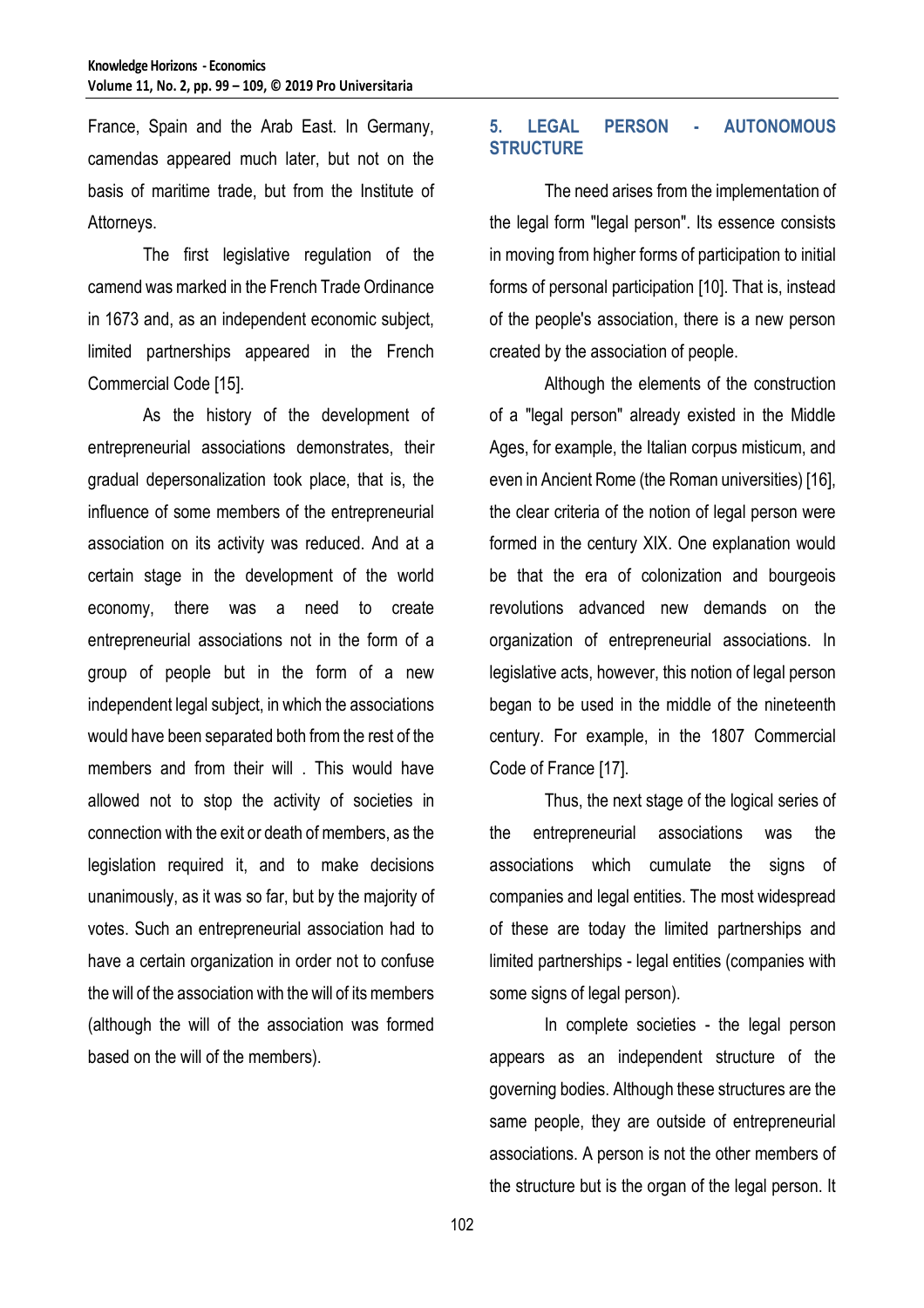France, Spain and the Arab East. In Germany, camendas appeared much later, but not on the basis of maritime trade, but from the Institute of Attorneys.

The first legislative regulation of the camend was marked in the French Trade Ordinance in 1673 and, as an independent economic subject, limited partnerships appeared in the French Commercial Code [15].

As the history of the development of entrepreneurial associations demonstrates, their gradual depersonalization took place, that is, the influence of some members of the entrepreneurial association on its activity was reduced. And at a certain stage in the development of the world economy, there was a need to create entrepreneurial associations not in the form of a group of people but in the form of a new independent legal subject, in which the associations would have been separated both from the rest of the members and from their will . This would have allowed not to stop the activity of societies in connection with the exit or death of members, as the legislation required it, and to make decisions unanimously, as it was so far, but by the majority of votes. Such an entrepreneurial association had to have a certain organization in order not to confuse the will of the association with the will of its members (although the will of the association was formed based on the will of the members).

## 5. LEGAL PERSON - AUTONOMOUS STRUCTURE

The need arises from the implementation of the legal form "legal person". Its essence consists in moving from higher forms of participation to initial forms of personal participation [10]. That is, instead of the people's association, there is a new person created by the association of people.

Although the elements of the construction of a "legal person" already existed in the Middle Ages, for example, the Italian corpus misticum, and even in Ancient Rome (the Roman universities) [16], the clear criteria of the notion of legal person were formed in the century XIX. One explanation would be that the era of colonization and bourgeois revolutions advanced new demands on the organization of entrepreneurial associations. In legislative acts, however, this notion of legal person began to be used in the middle of the nineteenth century. For example, in the 1807 Commercial Code of France [17].

Thus, the next stage of the logical series of the entrepreneurial associations was the associations which cumulate the signs of companies and legal entities. The most widespread of these are today the limited partnerships and limited partnerships - legal entities (companies with some signs of legal person).

In complete societies - the legal person appears as an independent structure of the governing bodies. Although these structures are the same people, they are outside of entrepreneurial associations. A person is not the other members of the structure but is the organ of the legal person. It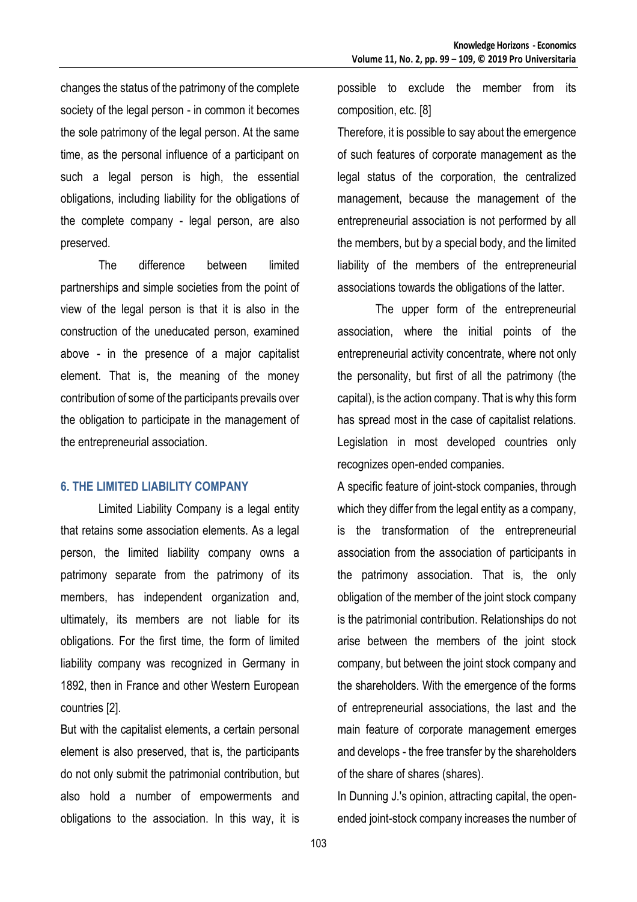changes the status of the patrimony of the complete society of the legal person - in common it becomes the sole patrimony of the legal person. At the same time, as the personal influence of a participant on such a legal person is high, the essential obligations, including liability for the obligations of the complete company - legal person, are also preserved.

The difference between limited partnerships and simple societies from the point of view of the legal person is that it is also in the construction of the uneducated person, examined above - in the presence of a major capitalist element. That is, the meaning of the money contribution of some of the participants prevails over the obligation to participate in the management of the entrepreneurial association.

## 6. THE LIMITED LIABILITY COMPANY

Limited Liability Company is a legal entity that retains some association elements. As a legal person, the limited liability company owns a patrimony separate from the patrimony of its members, has independent organization and, ultimately, its members are not liable for its obligations. For the first time, the form of limited liability company was recognized in Germany in 1892, then in France and other Western European countries [2].

But with the capitalist elements, a certain personal element is also preserved, that is, the participants do not only submit the patrimonial contribution, but also hold a number of empowerments and obligations to the association. In this way, it is possible to exclude the member from its composition, etc. [8]

Therefore, it is possible to say about the emergence of such features of corporate management as the legal status of the corporation, the centralized management, because the management of the entrepreneurial association is not performed by all the members, but by a special body, and the limited liability of the members of the entrepreneurial associations towards the obligations of the latter.

The upper form of the entrepreneurial association, where the initial points of the entrepreneurial activity concentrate, where not only the personality, but first of all the patrimony (the capital), is the action company. That is why this form has spread most in the case of capitalist relations. Legislation in most developed countries only recognizes open-ended companies.

A specific feature of joint-stock companies, through which they differ from the legal entity as a company, is the transformation of the entrepreneurial association from the association of participants in the patrimony association. That is, the only obligation of the member of the joint stock company is the patrimonial contribution. Relationships do not arise between the members of the joint stock company, but between the joint stock company and the shareholders. With the emergence of the forms of entrepreneurial associations, the last and the main feature of corporate management emerges and develops - the free transfer by the shareholders of the share of shares (shares).

In Dunning J.'s opinion, attracting capital, the open-ended joint-stock company increases the number of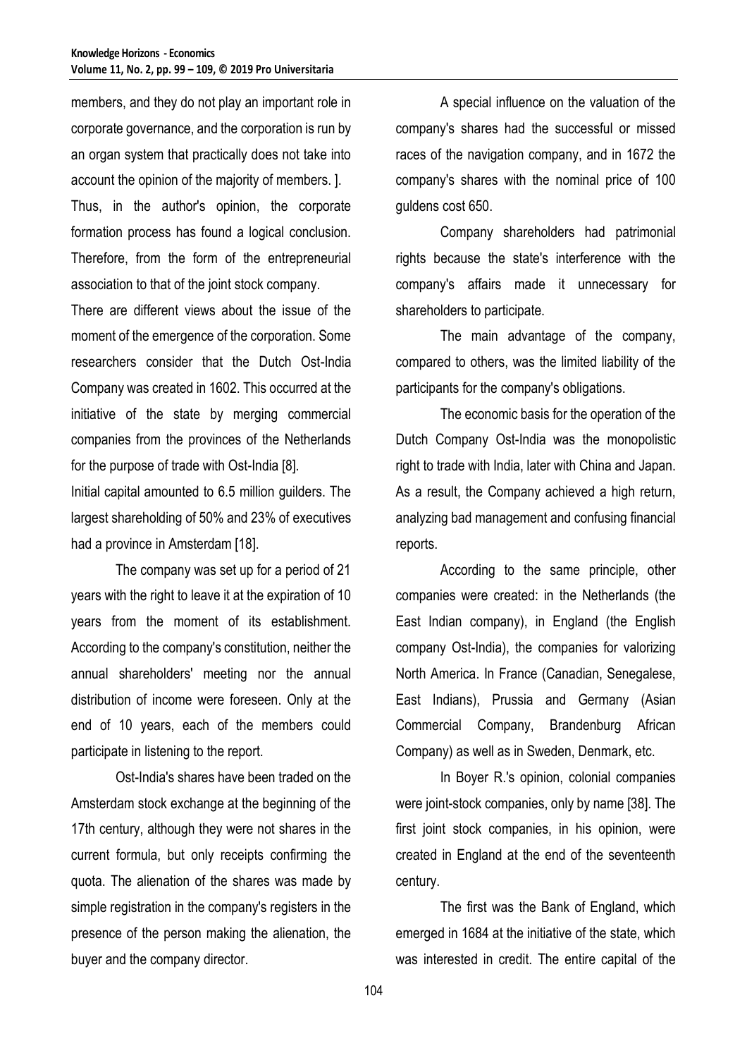members, and they do not play an important role in corporate governance, and the corporation is run by an organ system that practically does not take into account the opinion of the majority of members. ].

Thus, in the author's opinion, the corporate formation process has found a logical conclusion. Therefore, from the form of the entrepreneurial association to that of the joint stock company.

There are different views about the issue of the moment of the emergence of the corporation. Some researchers consider that the Dutch Ost-India Company was created in 1602. This occurred at the initiative of the state by merging commercial companies from the provinces of the Netherlands for the purpose of trade with Ost-India [8].

Initial capital amounted to 6.5 million guilders. The largest shareholding of 50% and 23% of executives had a province in Amsterdam [18].

The company was set up for a period of 21 years with the right to leave it at the expiration of 10 years from the moment of its establishment. According to the company's constitution, neither the annual shareholders' meeting nor the annual distribution of income were foreseen. Only at the end of 10 years, each of the members could participate in listening to the report.

Ost-India's shares have been traded on the Amsterdam stock exchange at the beginning of the 17th century, although they were not shares in the current formula, but only receipts confirming the quota. The alienation of the shares was made by simple registration in the company's registers in the presence of the person making the alienation, the buyer and the company director.

A special influence on the valuation of the company's shares had the successful or missed races of the navigation company, and in 1672 the company's shares with the nominal price of 100 guldens cost 650.

Company shareholders had patrimonial rights because the state's interference with the company's affairs made it unnecessary for shareholders to participate.

The main advantage of the company, compared to others, was the limited liability of the participants for the company's obligations.

The economic basis for the operation of the Dutch Company Ost-India was the monopolistic right to trade with India, later with China and Japan. As a result, the Company achieved a high return, analyzing bad management and confusing financial reports.

According to the same principle, other companies were created: in the Netherlands (the East Indian company), in England (the English company Ost-India), the companies for valorizing North America. In France (Canadian, Senegalese, East Indians), Prussia and Germany (Asian Commercial Company, Brandenburg African Company) as well as in Sweden, Denmark, etc.

In Boyer R.'s opinion, colonial companies were joint-stock companies, only by name [38]. The first joint stock companies, in his opinion, were created in England at the end of the seventeenth century.

The first was the Bank of England, which emerged in 1684 at the initiative of the state, which was interested in credit. The entire capital of the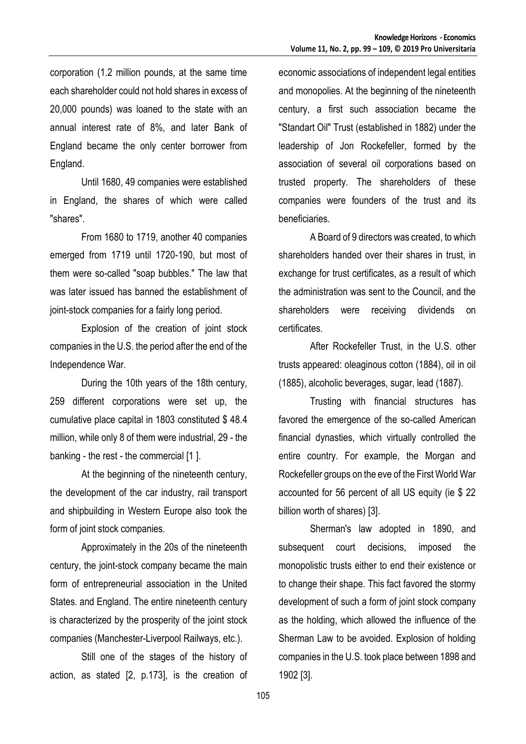corporation (1.2 million pounds, at the same time each shareholder could not hold shares in excess of 20,000 pounds) was loaned to the state with an annual interest rate of 8%, and later Bank of England became the only center borrower from England.

Until 1680, 49 companies were established in England, the shares of which were called "shares".

From 1680 to 1719, another 40 companies emerged from 1719 until 1720-190, but most of them were so-called "soap bubbles." The law that was later issued has banned the establishment of joint-stock companies for a fairly long period.

Explosion of the creation of joint stock companies in the U.S. the period after the end of the Independence War.

During the 10th years of the 18th century, 259 different corporations were set up, the cumulative place capital in 1803 constituted $ 48.4 million, while only 8 of them were industrial, 29 - the banking - the rest - the commercial [1 ].

At the beginning of the nineteenth century, the development of the car industry, rail transport and shipbuilding in Western Europe also took the form of joint stock companies.

Approximately in the 20s of the nineteenth century, the joint-stock company became the main form of entrepreneurial association in the United States. and England. The entire nineteenth century is characterized by the prosperity of the joint stock companies (Manchester-Liverpool Railways, etc.).

Still one of the stages of the history of action, as stated [2, p.173], is the creation of economic associations of independent legal entities and monopolies. At the beginning of the nineteenth century, a first such association became the "Standart Oil" Trust (established in 1882) under the leadership of Jon Rockefeller, formed by the association of several oil corporations based on trusted property. The shareholders of these companies were founders of the trust and its beneficiaries.

A Board of 9 directors was created, to which shareholders handed over their shares in trust, in exchange for trust certificates, as a result of which the administration was sent to the Council, and the shareholders were receiving dividends on certificates.

After Rockefeller Trust, in the U.S. other trusts appeared: oleaginous cotton (1884), oil in oil (1885), alcoholic beverages, sugar, lead (1887).

Trusting with financial structures has favored the emergence of the so-called American financial dynasties, which virtually controlled the entire country. For example, the Morgan and Rockefeller groups on the eve of the First World War accounted for 56 percent of all US equity (ie $ 22 billion worth of shares) [3].

Sherman's law adopted in 1890, and subsequent court decisions, imposed the monopolistic trusts either to end their existence or to change their shape. This fact favored the stormy development of such a form of joint stock company as the holding, which allowed the influence of the Sherman Law to be avoided. Explosion of holding companies in the U.S. took place between 1898 and 1902 [3].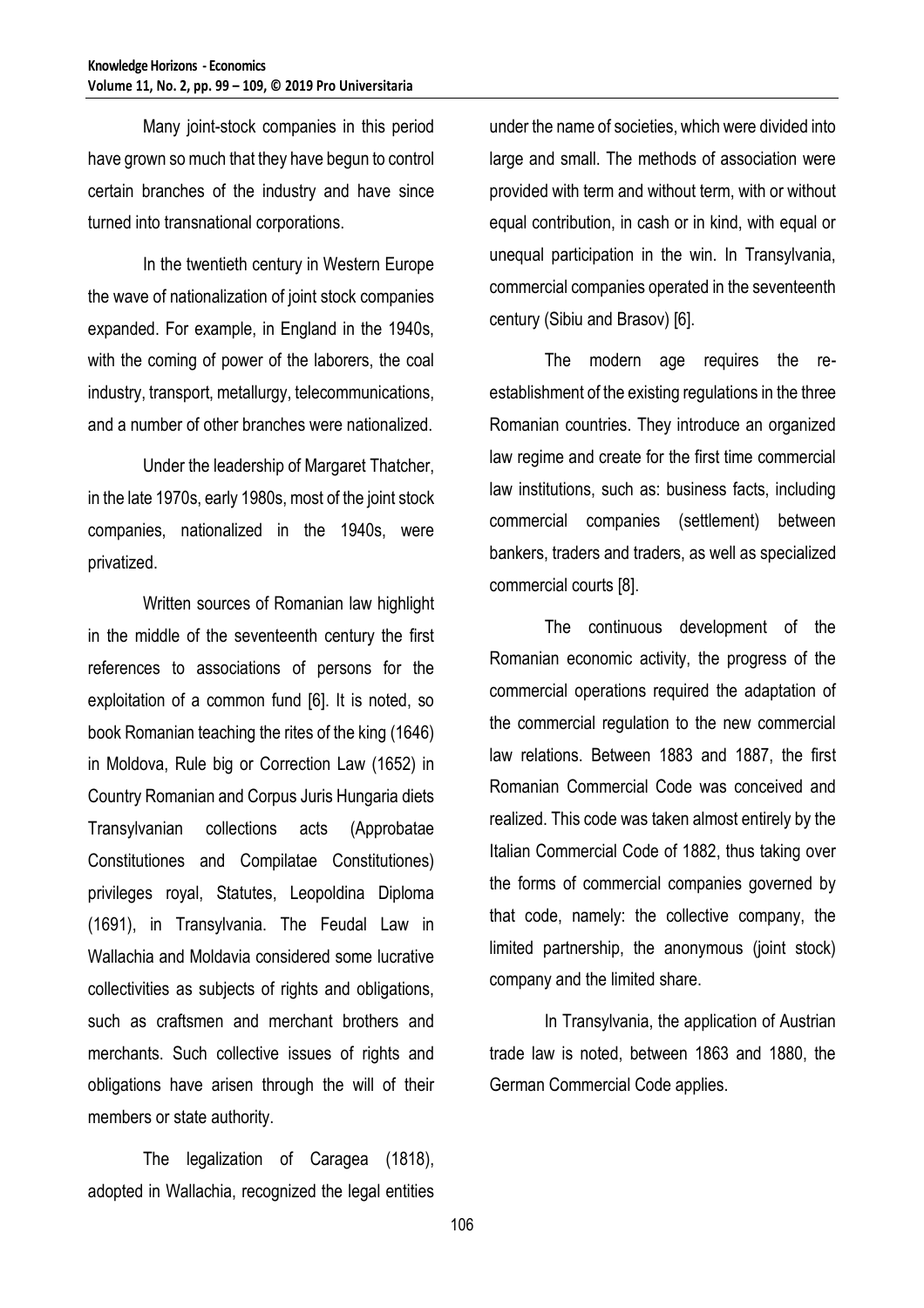Many joint-stock companies in this period have grown so much that they have begun to control certain branches of the industry and have since turned into transnational corporations.

In the twentieth century in Western Europe the wave of nationalization of joint stock companies expanded. For example, in England in the 1940s, with the coming of power of the laborers, the coal industry, transport, metallurgy, telecommunications, and a number of other branches were nationalized.

Under the leadership of Margaret Thatcher, in the late 1970s, early 1980s, most of the joint stock companies, nationalized in the 1940s, were privatized.

Written sources of Romanian law highlight in the middle of the seventeenth century the first references to associations of persons for the exploitation of a common fund [6]. It is noted, so book Romanian teaching the rites of the king (1646) in Moldova, Rule big or Correction Law (1652) in Country Romanian and Corpus Juris Hungaria diets Transylvanian collections acts (Approbatae Constitutiones and Compilatae Constitutiones) privileges royal, Statutes, Leopoldina Diploma (1691), in Transylvania. The Feudal Law in Wallachia and Moldavia considered some lucrative collectivities as subjects of rights and obligations, such as craftsmen and merchant brothers and merchants. Such collective issues of rights and obligations have arisen through the will of their members or state authority.

The legalization of Caragea (1818), adopted in Wallachia, recognized the legal entities under the name of societies, which were divided into large and small. The methods of association were provided with term and without term, with or without equal contribution, in cash or in kind, with equal or unequal participation in the win. In Transylvania, commercial companies operated in the seventeenth century (Sibiu and Brasov) [6].

The modern age requires the re-establishment of the existing regulations in the three Romanian countries. They introduce an organized law regime and create for the first time commercial law institutions, such as: business facts, including commercial companies (settlement) between bankers, traders and traders, as well as specialized commercial courts [8].

The continuous development of the Romanian economic activity, the progress of the commercial operations required the adaptation of the commercial regulation to the new commercial law relations. Between 1883 and 1887, the first Romanian Commercial Code was conceived and realized. This code was taken almost entirely by the Italian Commercial Code of 1882, thus taking over the forms of commercial companies governed by that code, namely: the collective company, the limited partnership, the anonymous (joint stock) company and the limited share.

In Transylvania, the application of Austrian trade law is noted, between 1863 and 1880, the German Commercial Code applies.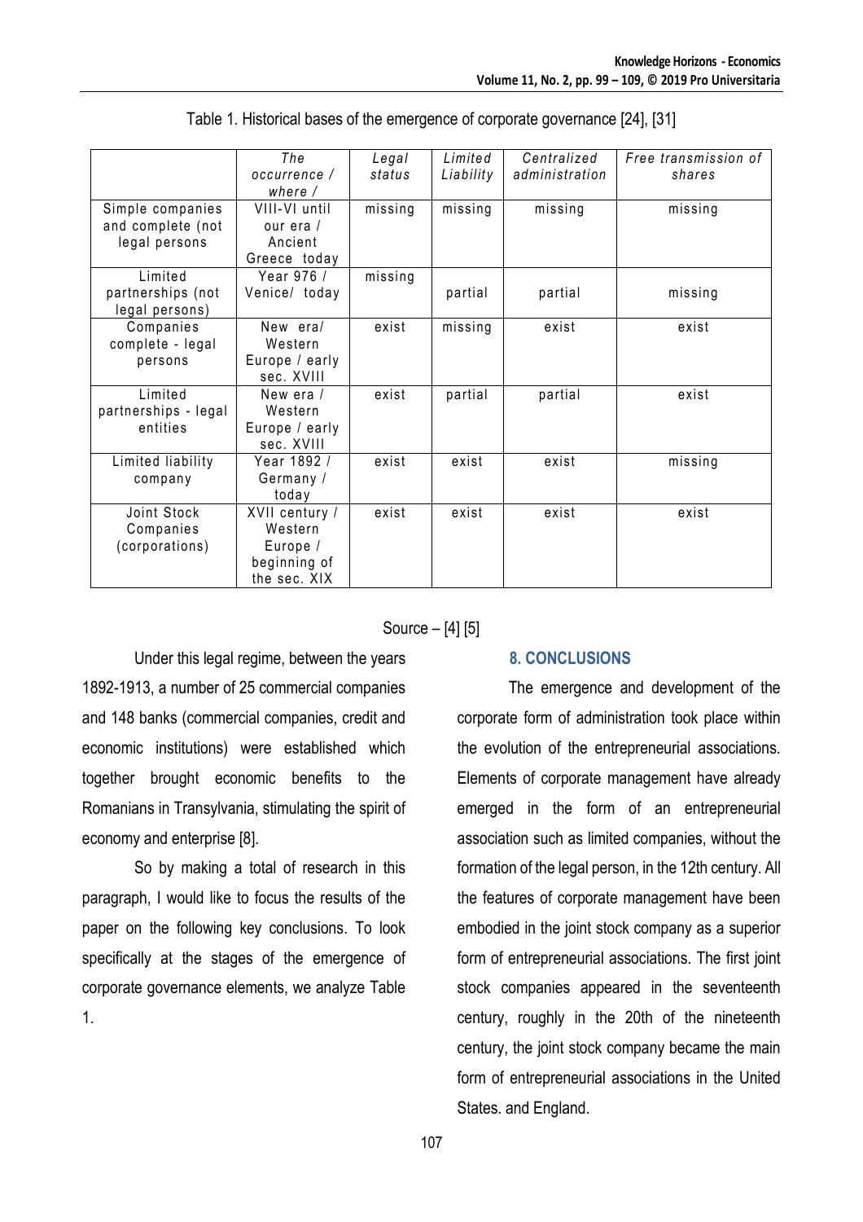Table 1. Historical bases of the emergence of corporate governance [24], [31]

| | *The occurrence / where /* | *Legal status* | *Limited Liability* | *Centralized administration* | *Free transmission of shares* |
|---|---|---|---|---|---|
| Simple companies and complete (not legal persons | VIII-VI until our era / Ancient Greece today | missing | missing | missing | missing |
| Limited partnerships (not legal persons) | Year 976 / Venice/ today | missing | partial | partial | missing |
| Companies complete - legal persons | New era/ Western Europe / early sec. XVIII | exist | missing | exist | exist |
| Limited partnerships - legal entities | New era / Western Europe / early sec. XVIII | exist | partial | partial | exist |
| Limited liability company | Year 1892 / Germany / today | exist | exist | exist | missing |
| Joint Stock Companies (corporations) | XVII century / Western Europe / beginning of the sec. XIX | exist | exist | exist | exist |

Source – [4] [5]

Under this legal regime, between the years 1892-1913, a number of 25 commercial companies and 148 banks (commercial companies, credit and economic institutions) were established which together brought economic benefits to the Romanians in Transylvania, stimulating the spirit of economy and enterprise [8].

So by making a total of research in this paragraph, I would like to focus the results of the paper on the following key conclusions. To look specifically at the stages of the emergence of corporate governance elements, we analyze Table 1.

## 8. CONCLUSIONS

The emergence and development of the corporate form of administration took place within the evolution of the entrepreneurial associations. Elements of corporate management have already emerged in the form of an entrepreneurial association such as limited companies, without the formation of the legal person, in the 12th century. All the features of corporate management have been embodied in the joint stock company as a superior form of entrepreneurial associations. The first joint stock companies appeared in the seventeenth century, roughly in the 20th of the nineteenth century, the joint stock company became the main form of entrepreneurial associations in the United States. and England.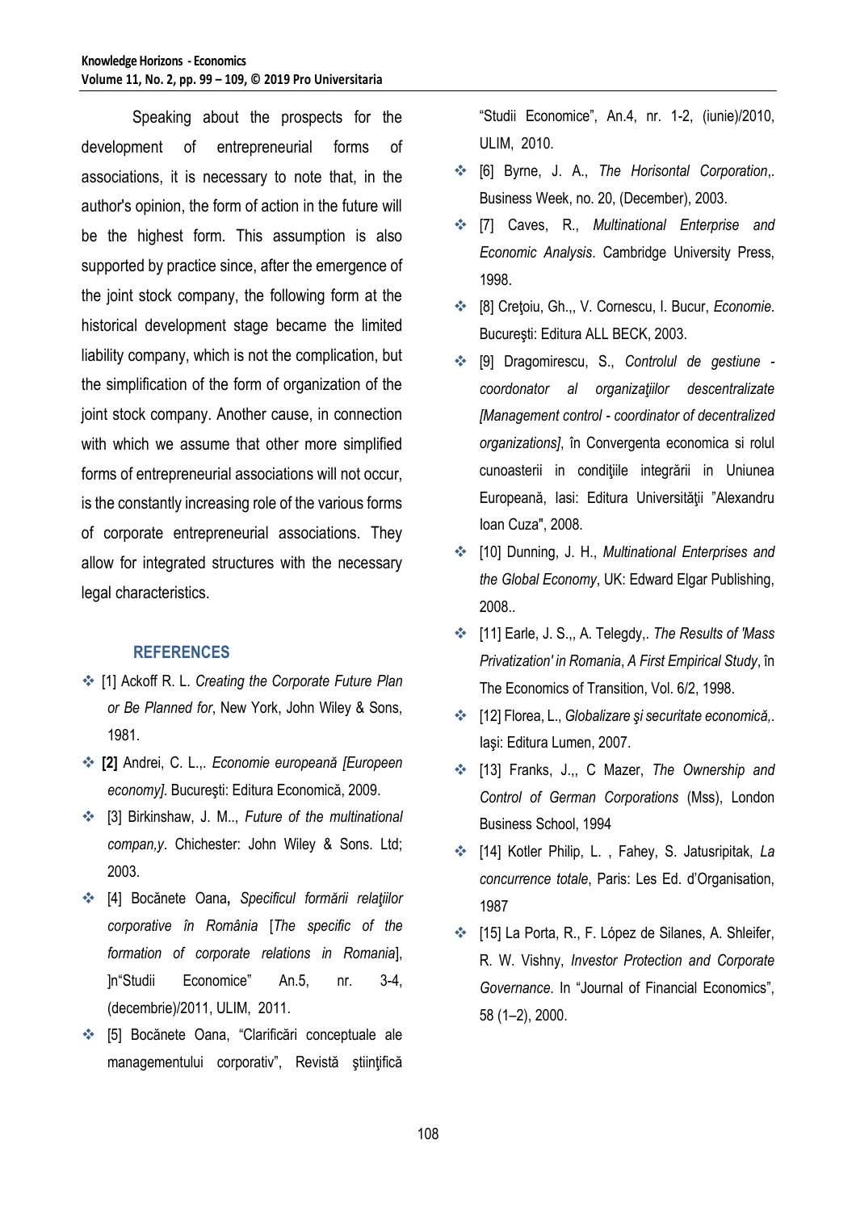Speaking about the prospects for the development of entrepreneurial forms of associations, it is necessary to note that, in the author's opinion, the form of action in the future will be the highest form. This assumption is also supported by practice since, after the emergence of the joint stock company, the following form at the historical development stage became the limited liability company, which is not the complication, but the simplification of the form of organization of the joint stock company. Another cause, in connection with which we assume that other more simplified forms of entrepreneurial associations will not occur, is the constantly increasing role of the various forms of corporate entrepreneurial associations. They allow for integrated structures with the necessary legal characteristics.

## REFERENCES

- [1] Ackoff R. L. *Creating the Corporate Future Plan or Be Planned for*, New York, John Wiley & Sons, 1981.
- **[2]** Andrei, C. L.,. *Economie europeană [Europeen economy]*. Bucureşti: Editura Economică, 2009.
- [3] Birkinshaw, J. M.., *Future of the multinational compan,y*. Chichester: John Wiley & Sons. Ltd; 2003.
- [4] Bocănete Oana**,** *Specificul formării relaţiilor corporative în România* [*The specific of the formation of corporate relations in Romania*], ]n"Studii Economice" An.5, nr. 3-4, (decembrie)/2011, ULIM, 2011.
- [5] Bocănete Oana, "Clarificări conceptuale ale managementului corporativ", Revistă ştiinţifică "Studii Economice", An.4, nr. 1-2, (iunie)/2010, ULIM, 2010.
- [6] Byrne, J. A., *The Horisontal Corporation*,. Business Week, no. 20, (December), 2003.
- [7] Caves, R., *Multinational Enterprise and Economic Analysis*. Cambridge University Press, 1998.
- [8] Creţoiu, Gh.,, V. Cornescu, I. Bucur, *Economie*. Bucureşti: Editura ALL BECK, 2003.
- [9] Dragomirescu, S., *Controlul de gestiune - coordonator al organizaţiilor descentralizate [Management control - coordinator of decentralized organizations]*, în Convergenta economica si rolul cunoasterii in condiţiile integrării in Uniunea Europeană, Iasi: Editura Universităţii "Alexandru Ioan Cuza", 2008.
- [10] Dunning, J. H., *Multinational Enterprises and the Global Economy*, UK: Edward Elgar Publishing, 2008..
- [11] Earle, J. S.,, A. Telegdy,. *The Results of 'Mass Privatization' in Romania*, *A First Empirical Study*, în The Economics of Transition, Vol. 6/2, 1998.
- [12] Florea, L., *Globalizare şi securitate economică*,. Iaşi: Editura Lumen, 2007.
- [13] Franks, J.,, C Mazer, *The Ownership and Control of German Corporations* (Mss), London Business School, 1994
- [14] Kotler Philip, L. , Fahey, S. Jatusripitak, *La concurrence totale*, Paris: Les Ed. d'Organisation, 1987
- [15] La Porta, R., F. López de Silanes, A. Shleifer, R. W. Vishny, *Investor Protection and Corporate Governance*. In "Journal of Financial Economics", 58 (1–2), 2000.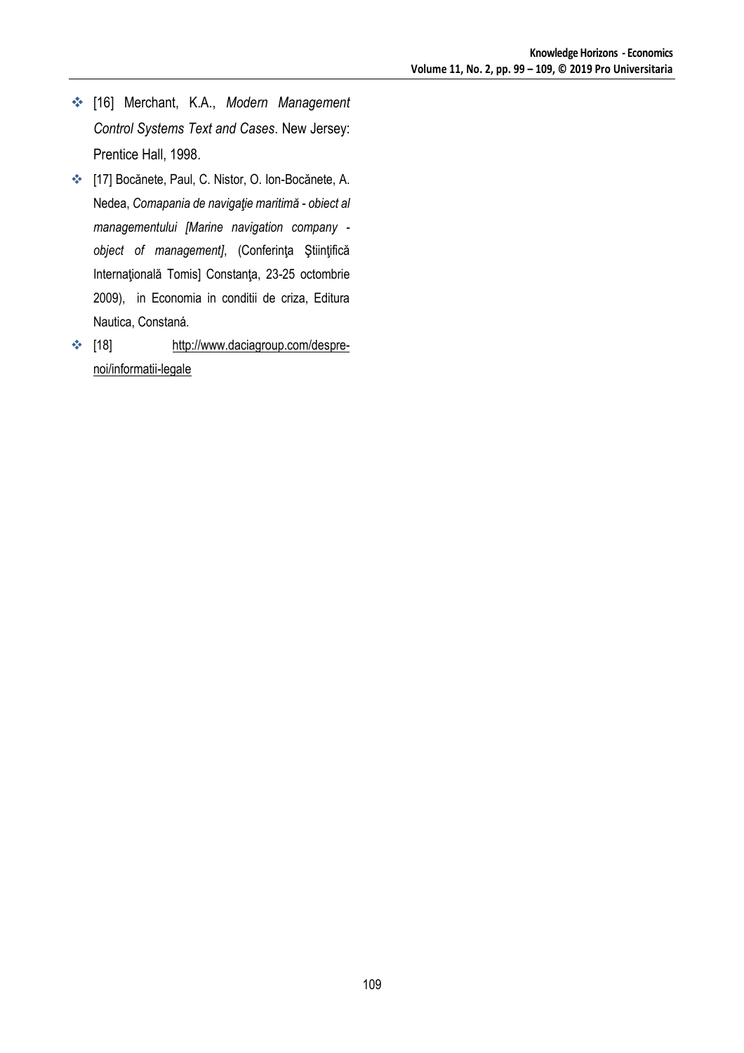- [16] Merchant, K.A., *Modern Management Control Systems Text and Cases*. New Jersey: Prentice Hall, 1998.
- [17] Bocănete, Paul, C. Nistor, O. Ion-Bocănete, A. Nedea, *Comapania de navigaţie maritimă - obiect al managementului [Marine navigation company - object of management]*, (Conferinţa Ştiinţifică Internaţională Tomis] Constanţa, 23-25 octombrie 2009), in Economia in conditii de criza, Editura Nautica, Constaná.
- [18] http://www.daciagroup.com/despre-noi/informatii-legale